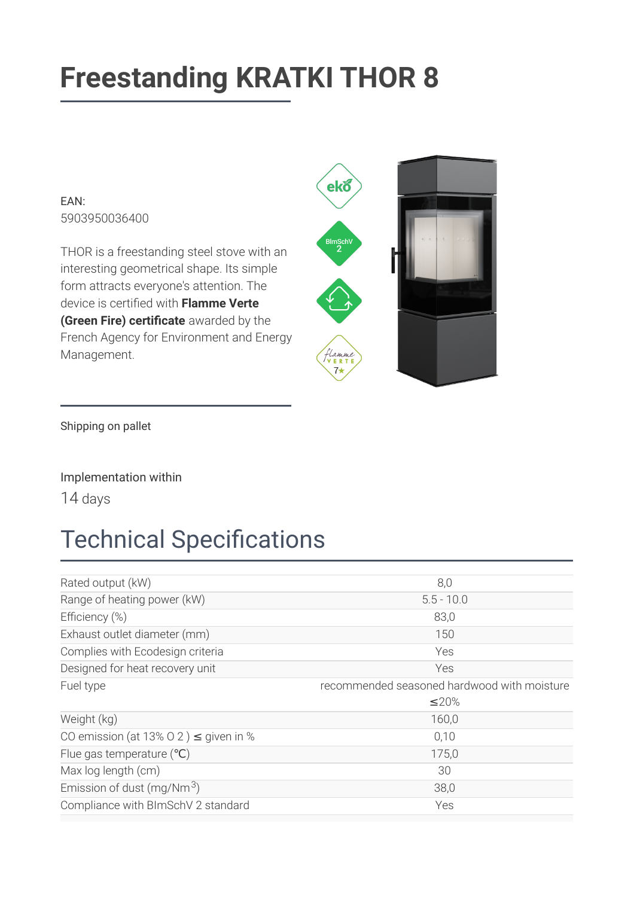# Freestanding KRATKI THOR 8

EAN:
5903950036400

THOR is a freestanding steel stove with an interesting geometrical shape. Its simple form attracts everyone's attention. The device is certified with **Flamme Verte (Green Fire) certificate** awarded by the French Agency for Environment and Energy Management.

Shipping on pallet

Implementation within
14 days

## Technical Specifications

| | |
|---|---|
| Rated output (kW) | 8,0 |
| Range of heating power (kW) | 5.5 - 10.0 |
| Efficiency (%) | 83,0 |
| Exhaust outlet diameter (mm) | 150 |
| Complies with Ecodesign criteria | Yes |
| Designed for heat recovery unit | Yes |
| Fuel type | recommended seasoned hardwood with moisture ≤20% |
| Weight (kg) | 160,0 |
| CO emission (at 13% $O_2$) ≤ given in % | 0,10 |
| Flue gas temperature (℃) | 175,0 |
| Max log length (cm) | 30 |
| Emission of dust (mg/$Nm^3$) | 38,0 |
| Compliance with BImSchV 2 standard | Yes |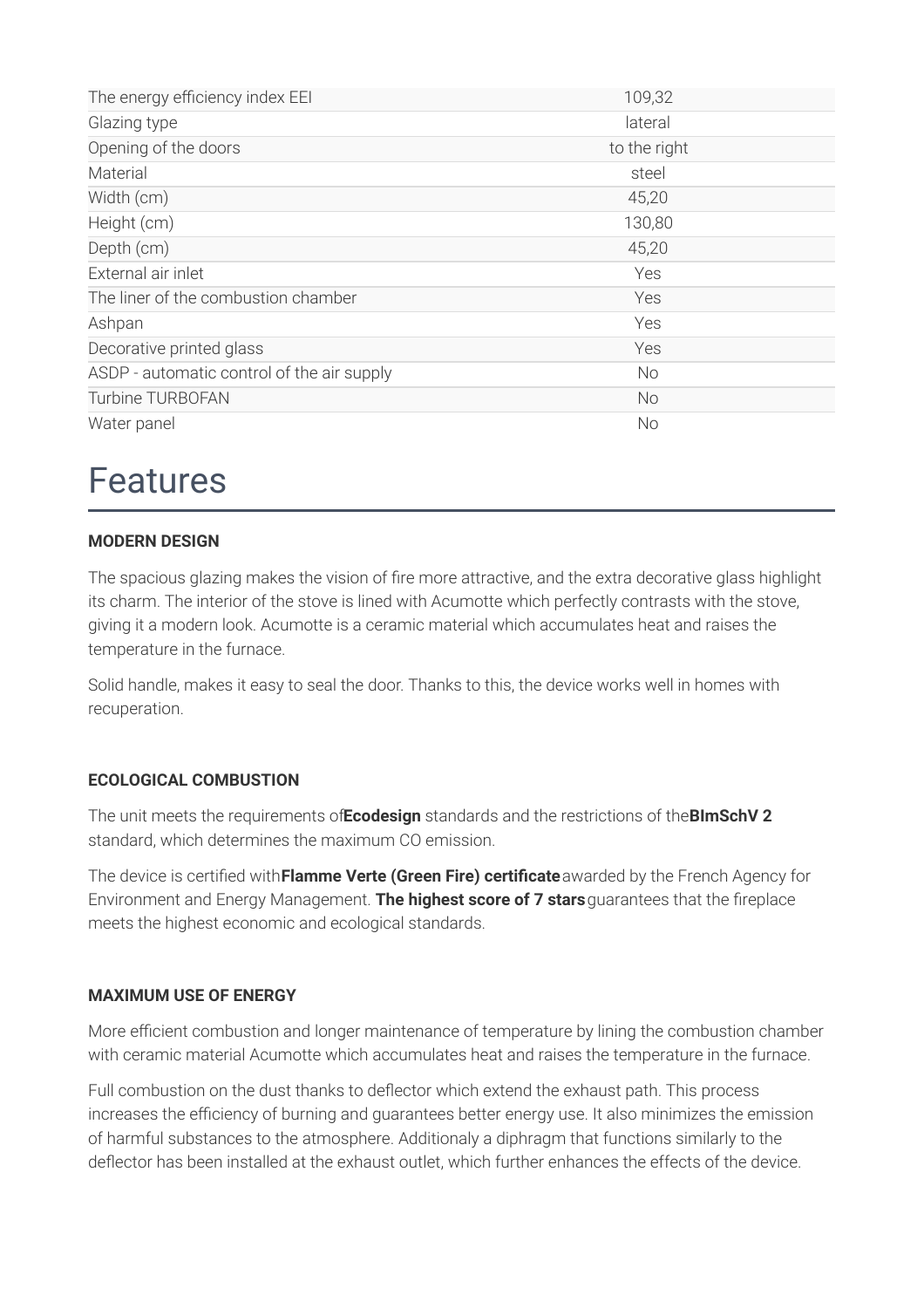| | |
|---|---|
| The energy efficiency index EEI | 109,32 |
| Glazing type | lateral |
| Opening of the doors | to the right |
| Material | steel |
| Width (cm) | 45,20 |
| Height (cm) | 130,80 |
| Depth (cm) | 45,20 |
| External air inlet | Yes |
| The liner of the combustion chamber | Yes |
| Ashpan | Yes |
| Decorative printed glass | Yes |
| ASDP - automatic control of the air supply | No |
| Turbine TURBOFAN | No |
| Water panel | No |

# Features

**MODERN DESIGN**

The spacious glazing makes the vision of fire more attractive, and the extra decorative glass highlight its charm. The interior of the stove is lined with Acumotte which perfectly contrasts with the stove, giving it a modern look. Acumotte is a ceramic material which accumulates heat and raises the temperature in the furnace.

Solid handle, makes it easy to seal the door. Thanks to this, the device works well in homes with recuperation.

**ECOLOGICAL COMBUSTION**

The unit meets the requirements of**Ecodesign** standards and the restrictions of the**BImSchV 2** standard, which determines the maximum CO emission.

The device is certified with**Flamme Verte (Green Fire) certificate**awarded by the French Agency for Environment and Energy Management. **The highest score of 7 stars**guarantees that the fireplace meets the highest economic and ecological standards.

**MAXIMUM USE OF ENERGY**

More efficient combustion and longer maintenance of temperature by lining the combustion chamber with ceramic material Acumotte which accumulates heat and raises the temperature in the furnace.

Full combustion on the dust thanks to deflector which extend the exhaust path. This process increases the efficiency of burning and guarantees better energy use. It also minimizes the emission of harmful substances to the atmosphere. Additionaly a diphragm that functions similarly to the deflector has been installed at the exhaust outlet, which further enhances the effects of the device.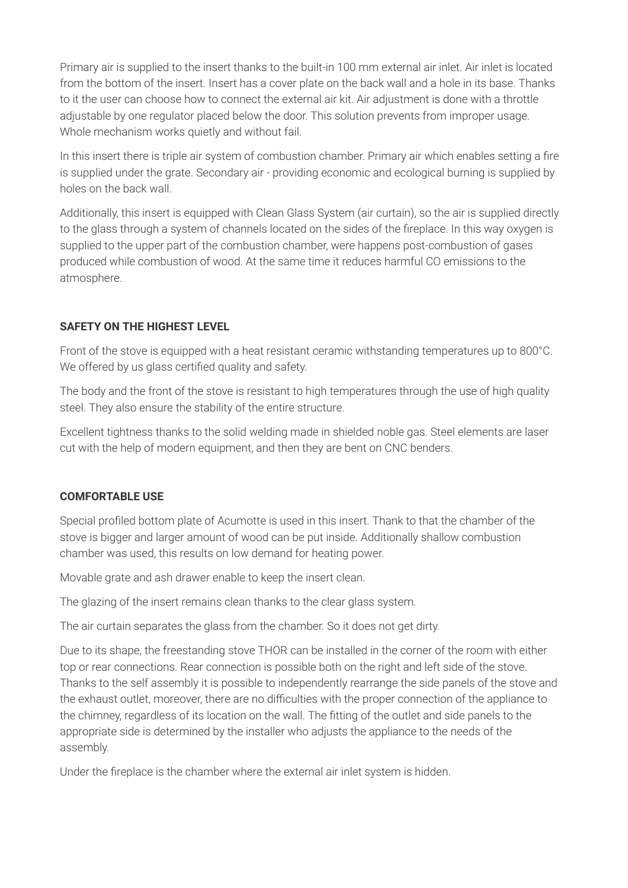Primary air is supplied to the insert thanks to the built-in 100 mm external air inlet. Air inlet is located from the bottom of the insert. Insert has a cover plate on the back wall and a hole in its base. Thanks to it the user can choose how to connect the external air kit. Air adjustment is done with a throttle adjustable by one regulator placed below the door. This solution prevents from improper usage. Whole mechanism works quietly and without fail.

In this insert there is triple air system of combustion chamber. Primary air which enables setting a fire is supplied under the grate. Secondary air - providing economic and ecological burning is supplied by holes on the back wall.

Additionally, this insert is equipped with Clean Glass System (air curtain), so the air is supplied directly to the glass through a system of channels located on the sides of the fireplace. In this way oxygen is supplied to the upper part of the combustion chamber, were happens post-combustion of gases produced while combustion of wood. At the same time it reduces harmful CO emissions to the atmosphere.

**SAFETY ON THE HIGHEST LEVEL**

Front of the stove is equipped with a heat resistant ceramic withstanding temperatures up to 800°C. We offered by us glass certified quality and safety.

The body and the front of the stove is resistant to high temperatures through the use of high quality steel. They also ensure the stability of the entire structure.

Excellent tightness thanks to the solid welding made in shielded noble gas. Steel elements are laser cut with the help of modern equipment, and then they are bent on CNC benders.

**COMFORTABLE USE**

Special profiled bottom plate of Acumotte is used in this insert. Thank to that the chamber of the stove is bigger and larger amount of wood can be put inside. Additionally shallow combustion chamber was used, this results on low demand for heating power.

Movable grate and ash drawer enable to keep the insert clean.

The glazing of the insert remains clean thanks to the clear glass system.

The air curtain separates the glass from the chamber. So it does not get dirty.

Due to its shape, the freestanding stove THOR can be installed in the corner of the room with either top or rear connections. Rear connection is possible both on the right and left side of the stove. Thanks to the self assembly it is possible to independently rearrange the side panels of the stove and the exhaust outlet, moreover, there are no difficulties with the proper connection of the appliance to the chimney, regardless of its location on the wall. The fitting of the outlet and side panels to the appropriate side is determined by the installer who adjusts the appliance to the needs of the assembly.

Under the fireplace is the chamber where the external air inlet system is hidden.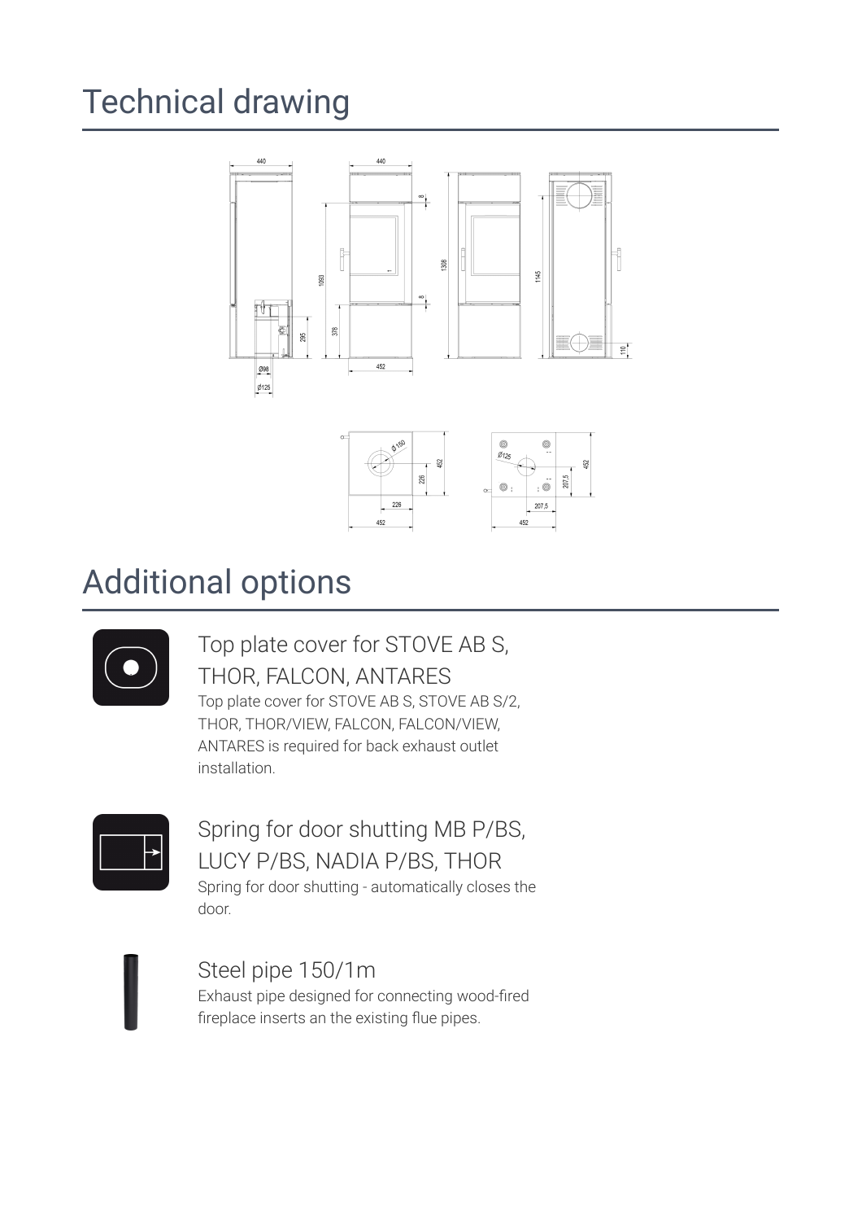# Technical drawing

# Additional options

## Top plate cover for STOVE AB S, THOR, FALCON, ANTARES

Top plate cover for STOVE AB S, STOVE AB S/2, THOR, THOR/VIEW, FALCON, FALCON/VIEW, ANTARES is required for back exhaust outlet installation.

## Spring for door shutting MB P/BS, LUCY P/BS, NADIA P/BS, THOR

Spring for door shutting - automatically closes the door.

## Steel pipe 150/1m

Exhaust pipe designed for connecting wood-fired fireplace inserts an the existing flue pipes.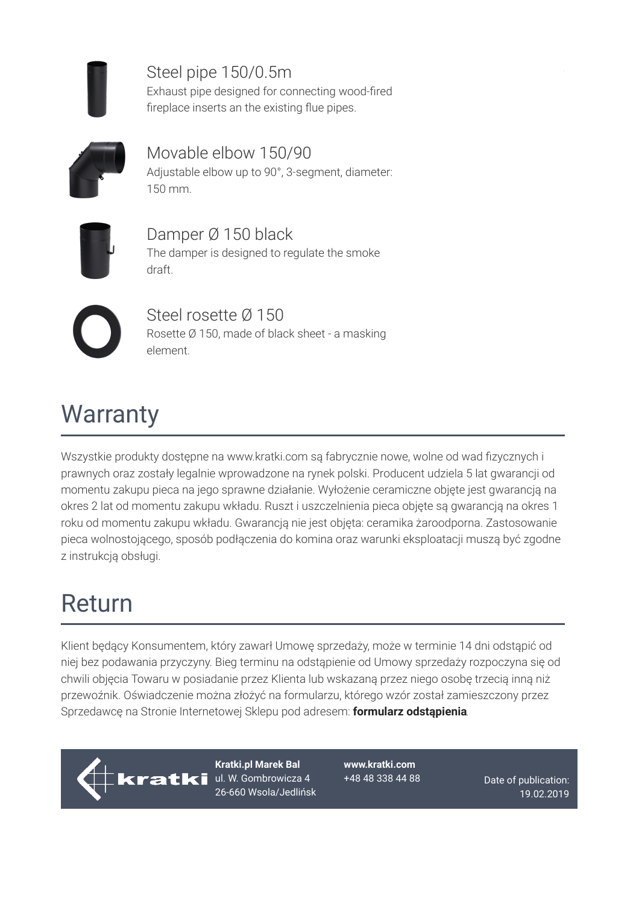### Steel pipe 150/0.5m

Exhaust pipe designed for connecting wood-fired fireplace inserts an the existing flue pipes.

### Movable elbow 150/90

Adjustable elbow up to 90°, 3-segment, diameter: 150 mm.

### Damper Ø 150 black

The damper is designed to regulate the smoke draft.

### Steel rosette Ø 150

Rosette Ø 150, made of black sheet - a masking element.

# Warranty

Wszystkie produkty dostępne na www.kratki.com są fabrycznie nowe, wolne od wad fizycznych i prawnych oraz zostały legalnie wprowadzone na rynek polski. Producent udziela 5 lat gwarancji od momentu zakupu pieca na jego sprawne działanie. Wyłożenie ceramiczne objęte jest gwarancją na okres 2 lat od momentu zakupu wkładu. Ruszt i uszczelnienia pieca objęte są gwarancją na okres 1 roku od momentu zakupu wkładu. Gwarancją nie jest objęta: ceramika żaroodporna. Zastosowanie pieca wolnostojącego, sposób podłączenia do komina oraz warunki eksploatacji muszą być zgodne z instrukcją obsługi.

# Return

Klient będący Konsumentem, który zawarł Umowę sprzedaży, może w terminie 14 dni odstąpić od niej bez podawania przyczyny. Bieg terminu na odstąpienie od Umowy sprzedaży rozpoczyna się od chwili objęcia Towaru w posiadanie przez Klienta lub wskazaną przez niego osobę trzecią inną niż przewoźnik. Oświadczenie można złożyć na formularzu, którego wzór został zamieszczony przez Sprzedawcę na Stronie Internetowej Sklepu pod adresem: **formularz odstąpienia**.

**Kratki.pl Marek Bal**
ul. W. Gombrowicza 4
26-660 Wsola/Jedlińsk

**www.kratki.com**
+48 48 338 44 88

Date of publication: 19.02.2019